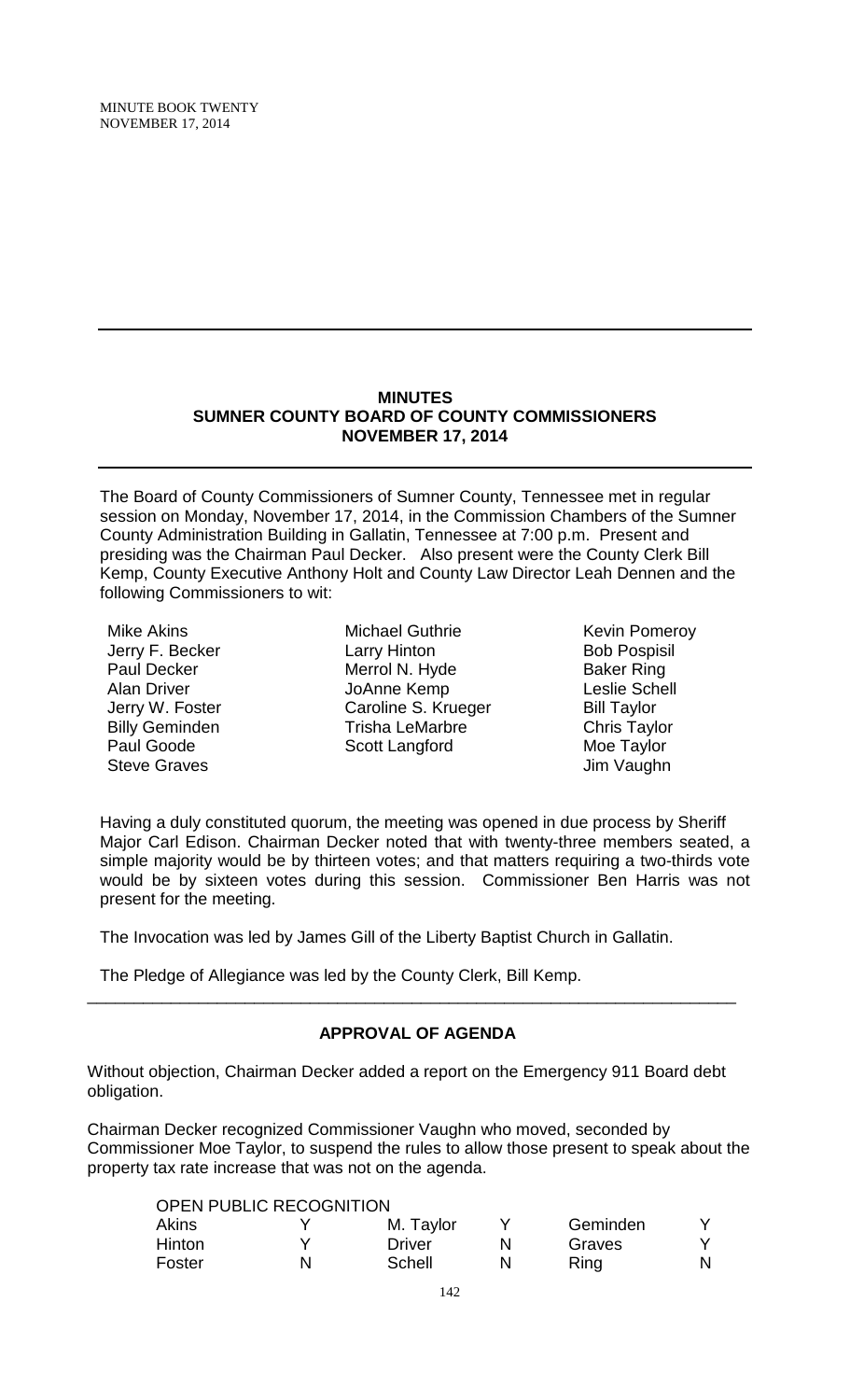# MINUTES
## SUMNER COUNTY BOARD OF COUNTY COMMISSIONERS
## NOVEMBER 17, 2014

The Board of County Commissioners of Sumner County, Tennessee met in regular session on Monday, November 17, 2014, in the Commission Chambers of the Sumner County Administration Building in Gallatin, Tennessee at 7:00 p.m. Present and presiding was the Chairman Paul Decker. Also present were the County Clerk Bill Kemp, County Executive Anthony Holt and County Law Director Leah Dennen and the following Commissioners to wit:

| | | |
|---|---|---|
| Mike Akins | Michael Guthrie | Kevin Pomeroy |
| Jerry F. Becker | Larry Hinton | Bob Pospisil |
| Paul Decker | Merrol N. Hyde | Baker Ring |
| Alan Driver | JoAnne Kemp | Leslie Schell |
| Jerry W. Foster | Caroline S. Krueger | Bill Taylor |
| Billy Geminden | Trisha LeMarbre | Chris Taylor |
| Paul Goode | Scott Langford | Moe Taylor |
| Steve Graves | | Jim Vaughn |

Having a duly constituted quorum, the meeting was opened in due process by Sheriff Major Carl Edison. Chairman Decker noted that with twenty-three members seated, a simple majority would be by thirteen votes; and that matters requiring a two-thirds vote would be by sixteen votes during this session. Commissioner Ben Harris was not present for the meeting.

The Invocation was led by James Gill of the Liberty Baptist Church in Gallatin.

The Pledge of Allegiance was led by the County Clerk, Bill Kemp.

---

### APPROVAL OF AGENDA

Without objection, Chairman Decker added a report on the Emergency 911 Board debt obligation.

Chairman Decker recognized Commissioner Vaughn who moved, seconded by Commissioner Moe Taylor, to suspend the rules to allow those present to speak about the property tax rate increase that was not on the agenda.

OPEN PUBLIC RECOGNITION

| | | | | | |
|---|---|---|---|---|---|
| Akins | Y | M. Taylor | Y | Geminden | Y |
| Hinton | Y | Driver | N | Graves | Y |
| Foster | N | Schell | N | Ring | N |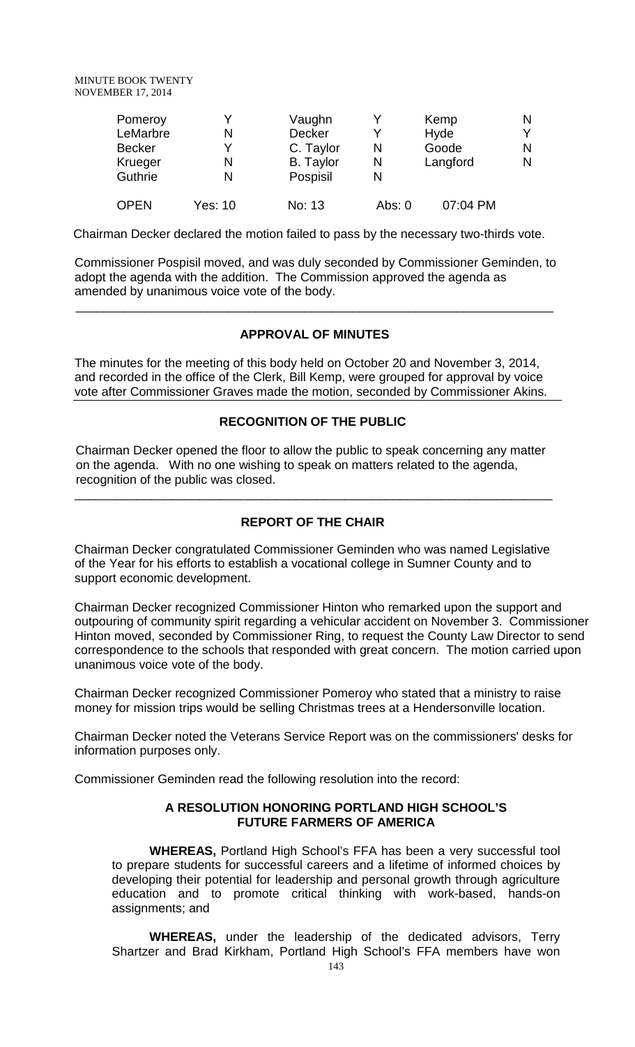| Pomeroy | Y | Vaughn | Y | Kemp | N |
|---|---|---|---|---|---|
| LeMarbre | N | Decker | Y | Hyde | Y |
| Becker | Y | C. Taylor | N | Goode | N |
| Krueger | N | B. Taylor | N | Langford | N |
| Guthrie | N | Pospisil | N | | |
| OPEN | Yes: 10 | No: 13 | Abs: 0 | 07:04 PM | |

Chairman Decker declared the motion failed to pass by the necessary two-thirds vote.

Commissioner Pospisil moved, and was duly seconded by Commissioner Geminden, to adopt the agenda with the addition. The Commission approved the agenda as amended by unanimous voice vote of the body.

---

**APPROVAL OF MINUTES**

The minutes for the meeting of this body held on October 20 and November 3, 2014, and recorded in the office of the Clerk, Bill Kemp, were grouped for approval by voice vote after Commissioner Graves made the motion, seconded by Commissioner Akins.

---

**RECOGNITION OF THE PUBLIC**

Chairman Decker opened the floor to allow the public to speak concerning any matter on the agenda. With no one wishing to speak on matters related to the agenda, recognition of the public was closed.

---

**REPORT OF THE CHAIR**

Chairman Decker congratulated Commissioner Geminden who was named Legislative of the Year for his efforts to establish a vocational college in Sumner County and to support economic development.

Chairman Decker recognized Commissioner Hinton who remarked upon the support and outpouring of community spirit regarding a vehicular accident on November 3. Commissioner Hinton moved, seconded by Commissioner Ring, to request the County Law Director to send correspondence to the schools that responded with great concern. The motion carried upon unanimous voice vote of the body.

Chairman Decker recognized Commissioner Pomeroy who stated that a ministry to raise money for mission trips would be selling Christmas trees at a Hendersonville location.

Chairman Decker noted the Veterans Service Report was on the commissioners' desks for information purposes only.

Commissioner Geminden read the following resolution into the record:

**A RESOLUTION HONORING PORTLAND HIGH SCHOOL'S FUTURE FARMERS OF AMERICA**

**WHEREAS,** Portland High School's FFA has been a very successful tool to prepare students for successful careers and a lifetime of informed choices by developing their potential for leadership and personal growth through agriculture education and to promote critical thinking with work-based, hands-on assignments; and

**WHEREAS,** under the leadership of the dedicated advisors, Terry Shartzer and Brad Kirkham, Portland High School's FFA members have won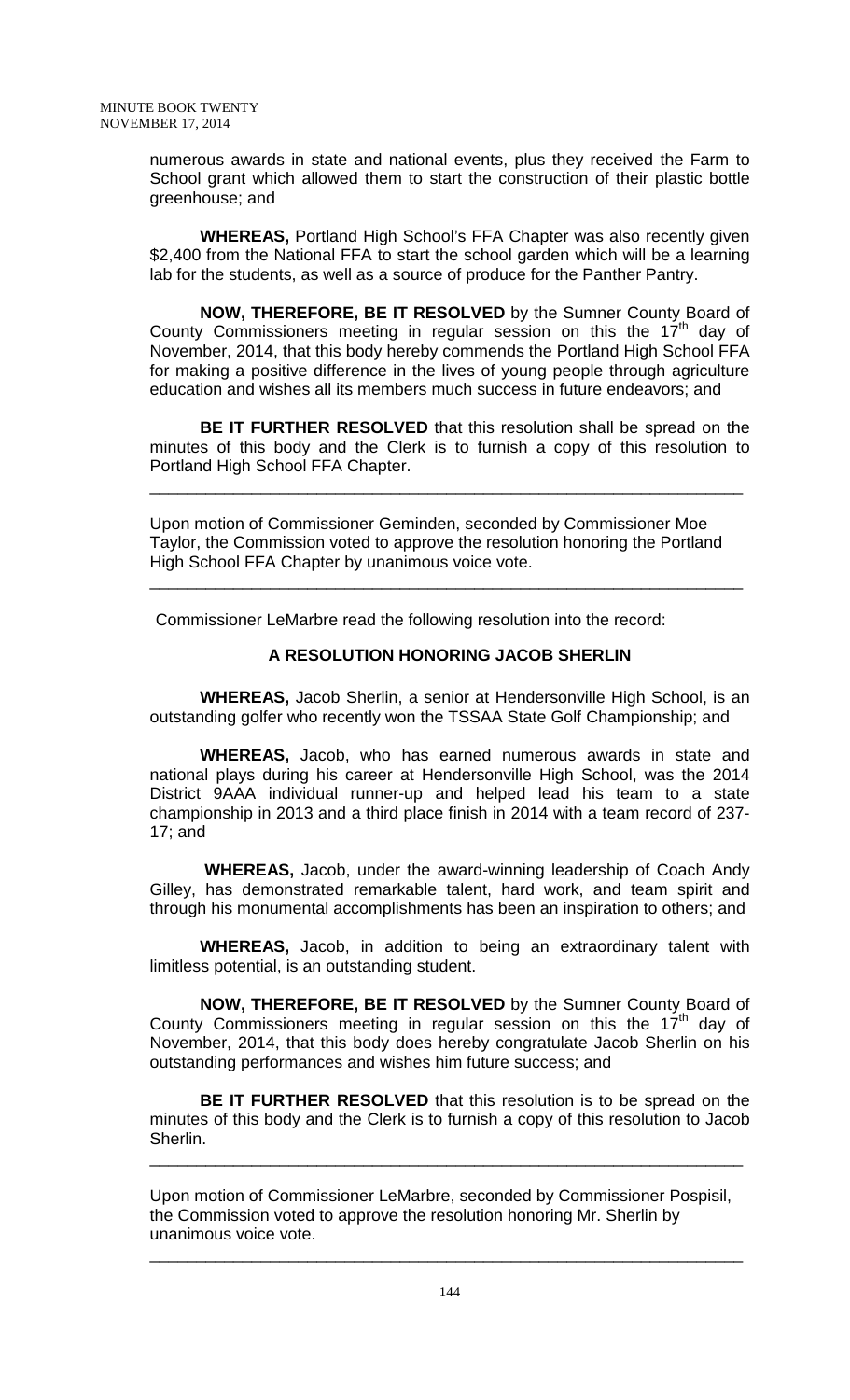numerous awards in state and national events, plus they received the Farm to School grant which allowed them to start the construction of their plastic bottle greenhouse; and

**WHEREAS,** Portland High School's FFA Chapter was also recently given $2,400 from the National FFA to start the school garden which will be a learning lab for the students, as well as a source of produce for the Panther Pantry.

**NOW, THEREFORE, BE IT RESOLVED** by the Sumner County Board of County Commissioners meeting in regular session on this the 17th day of November, 2014, that this body hereby commends the Portland High School FFA for making a positive difference in the lives of young people through agriculture education and wishes all its members much success in future endeavors; and

**BE IT FURTHER RESOLVED** that this resolution shall be spread on the minutes of this body and the Clerk is to furnish a copy of this resolution to Portland High School FFA Chapter.

---

Upon motion of Commissioner Geminden, seconded by Commissioner Moe Taylor, the Commission voted to approve the resolution honoring the Portland High School FFA Chapter by unanimous voice vote.

---

Commissioner LeMarbre read the following resolution into the record:

**A RESOLUTION HONORING JACOB SHERLIN**

**WHEREAS,** Jacob Sherlin, a senior at Hendersonville High School, is an outstanding golfer who recently won the TSSAA State Golf Championship; and

**WHEREAS,** Jacob, who has earned numerous awards in state and national plays during his career at Hendersonville High School, was the 2014 District 9AAA individual runner-up and helped lead his team to a state championship in 2013 and a third place finish in 2014 with a team record of 237-17; and

**WHEREAS,** Jacob, under the award-winning leadership of Coach Andy Gilley, has demonstrated remarkable talent, hard work, and team spirit and through his monumental accomplishments has been an inspiration to others; and

**WHEREAS,** Jacob, in addition to being an extraordinary talent with limitless potential, is an outstanding student.

**NOW, THEREFORE, BE IT RESOLVED** by the Sumner County Board of County Commissioners meeting in regular session on this the 17th day of November, 2014, that this body does hereby congratulate Jacob Sherlin on his outstanding performances and wishes him future success; and

**BE IT FURTHER RESOLVED** that this resolution is to be spread on the minutes of this body and the Clerk is to furnish a copy of this resolution to Jacob Sherlin.

---

Upon motion of Commissioner LeMarbre, seconded by Commissioner Pospisil, the Commission voted to approve the resolution honoring Mr. Sherlin by unanimous voice vote.

---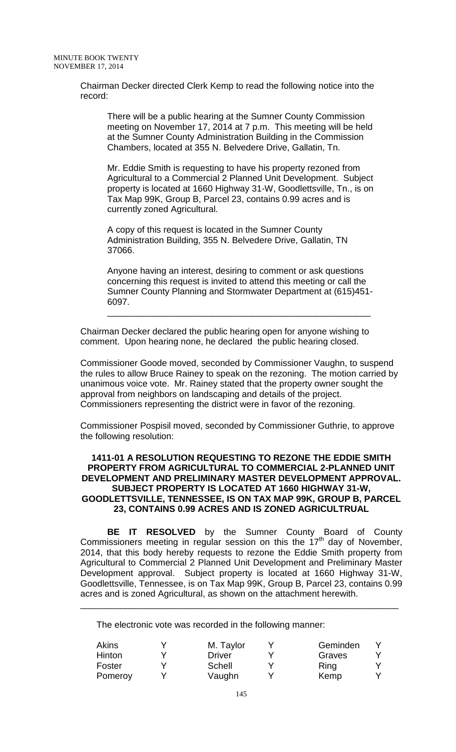Chairman Decker directed Clerk Kemp to read the following notice into the record:

> There will be a public hearing at the Sumner County Commission meeting on November 17, 2014 at 7 p.m. This meeting will be held at the Sumner County Administration Building in the Commission Chambers, located at 355 N. Belvedere Drive, Gallatin, Tn.
>
> Mr. Eddie Smith is requesting to have his property rezoned from Agricultural to a Commercial 2 Planned Unit Development. Subject property is located at 1660 Highway 31-W, Goodlettsville, Tn., is on Tax Map 99K, Group B, Parcel 23, contains 0.99 acres and is currently zoned Agricultural.
>
> A copy of this request is located in the Sumner County Administration Building, 355 N. Belvedere Drive, Gallatin, TN 37066.
>
> Anyone having an interest, desiring to comment or ask questions concerning this request is invited to attend this meeting or call the Sumner County Planning and Stormwater Department at (615)451-6097.

---

Chairman Decker declared the public hearing open for anyone wishing to comment. Upon hearing none, he declared the public hearing closed.

Commissioner Goode moved, seconded by Commissioner Vaughn, to suspend the rules to allow Bruce Rainey to speak on the rezoning. The motion carried by unanimous voice vote. Mr. Rainey stated that the property owner sought the approval from neighbors on landscaping and details of the project. Commissioners representing the district were in favor of the rezoning.

Commissioner Pospisil moved, seconded by Commissioner Guthrie, to approve the following resolution:

**1411-01 A RESOLUTION REQUESTING TO REZONE THE EDDIE SMITH PROPERTY FROM AGRICULTURAL TO COMMERCIAL 2-PLANNED UNIT DEVELOPMENT AND PRELIMINARY MASTER DEVELOPMENT APPROVAL. SUBJECT PROPERTY IS LOCATED AT 1660 HIGHWAY 31-W, GOODLETTSVILLE, TENNESSEE, IS ON TAX MAP 99K, GROUP B, PARCEL 23, CONTAINS 0.99 ACRES AND IS ZONED AGRICULTRUAL**

**BE IT RESOLVED** by the Sumner County Board of County Commissioners meeting in regular session on this the 17th day of November, 2014, that this body hereby requests to rezone the Eddie Smith property from Agricultural to Commercial 2 Planned Unit Development and Preliminary Master Development approval. Subject property is located at 1660 Highway 31-W, Goodlettsville, Tennessee, is on Tax Map 99K, Group B, Parcel 23, contains 0.99 acres and is zoned Agricultural, as shown on the attachment herewith.

---

The electronic vote was recorded in the following manner:

| | | | | | |
|---|---|---|---|---|---|
| Akins | Y | M. Taylor | Y | Geminden | Y |
| Hinton | Y | Driver | Y | Graves | Y |
| Foster | Y | Schell | Y | Ring | Y |
| Pomeroy | Y | Vaughn | Y | Kemp | Y |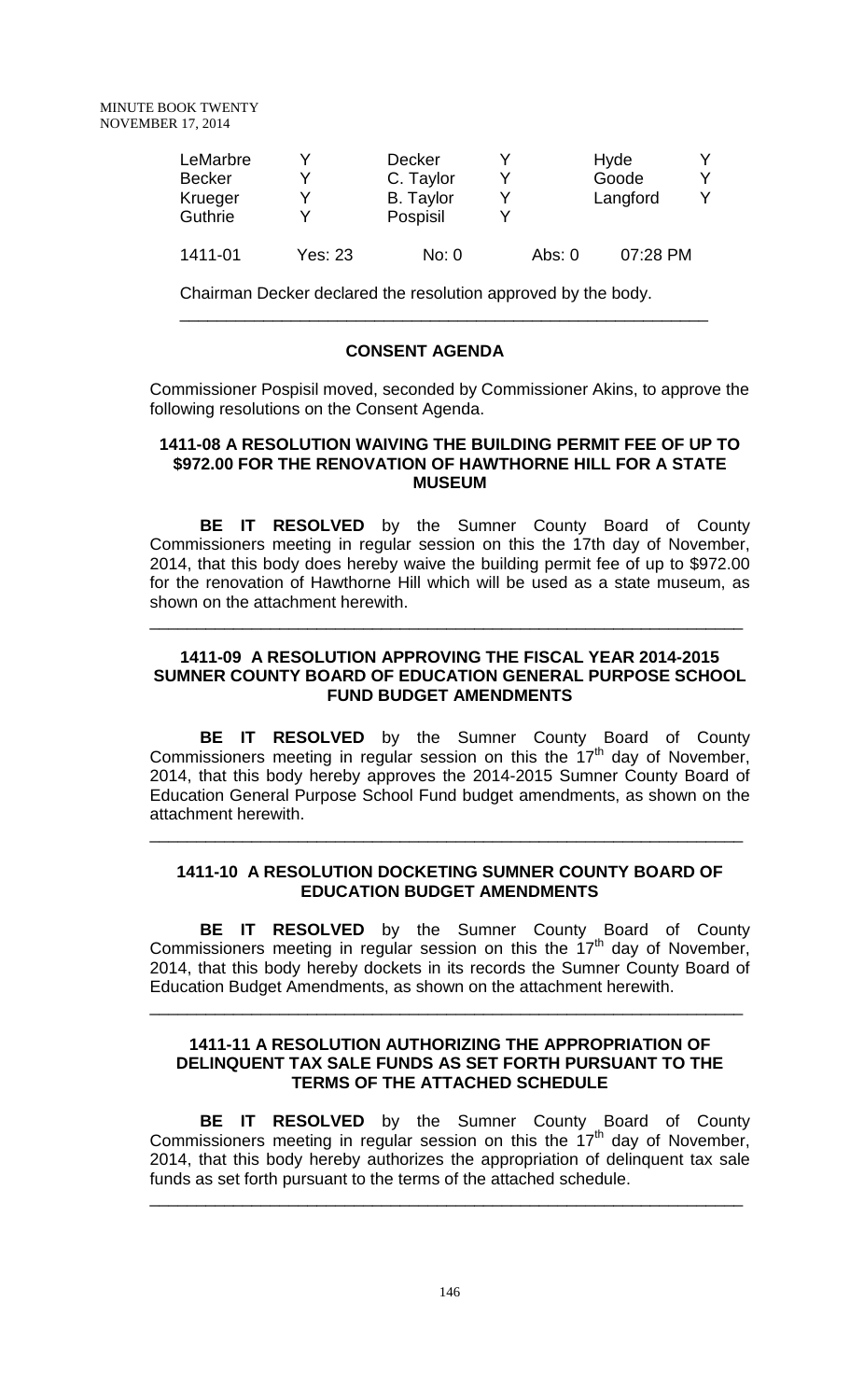| | | | | | |
|---|---|---|---|---|---|
| LeMarbre | Y | Decker | Y | Hyde | Y |
| Becker | Y | C. Taylor | Y | Goode | Y |
| Krueger | Y | B. Taylor | Y | Langford | Y |
| Guthrie | Y | Pospisil | Y | | |
| 1411-01 | Yes: 23 | No: 0 | Abs: 0 | 07:28 PM | |

Chairman Decker declared the resolution approved by the body.

---

## CONSENT AGENDA

Commissioner Pospisil moved, seconded by Commissioner Akins, to approve the following resolutions on the Consent Agenda.

### 1411-08 A RESOLUTION WAIVING THE BUILDING PERMIT FEE OF UP TO $972.00 FOR THE RENOVATION OF HAWTHORNE HILL FOR A STATE MUSEUM

**BE IT RESOLVED** by the Sumner County Board of County Commissioners meeting in regular session on this the 17th day of November, 2014, that this body does hereby waive the building permit fee of up to $972.00 for the renovation of Hawthorne Hill which will be used as a state museum, as shown on the attachment herewith.

---

### 1411-09 A RESOLUTION APPROVING THE FISCAL YEAR 2014-2015 SUMNER COUNTY BOARD OF EDUCATION GENERAL PURPOSE SCHOOL FUND BUDGET AMENDMENTS

**BE IT RESOLVED** by the Sumner County Board of County Commissioners meeting in regular session on this the 17th day of November, 2014, that this body hereby approves the 2014-2015 Sumner County Board of Education General Purpose School Fund budget amendments, as shown on the attachment herewith.

---

### 1411-10 A RESOLUTION DOCKETING SUMNER COUNTY BOARD OF EDUCATION BUDGET AMENDMENTS

**BE IT RESOLVED** by the Sumner County Board of County Commissioners meeting in regular session on this the 17th day of November, 2014, that this body hereby dockets in its records the Sumner County Board of Education Budget Amendments, as shown on the attachment herewith.

---

### 1411-11 A RESOLUTION AUTHORIZING THE APPROPRIATION OF DELINQUENT TAX SALE FUNDS AS SET FORTH PURSUANT TO THE TERMS OF THE ATTACHED SCHEDULE

**BE IT RESOLVED** by the Sumner County Board of County Commissioners meeting in regular session on this the 17th day of November, 2014, that this body hereby authorizes the appropriation of delinquent tax sale funds as set forth pursuant to the terms of the attached schedule.

---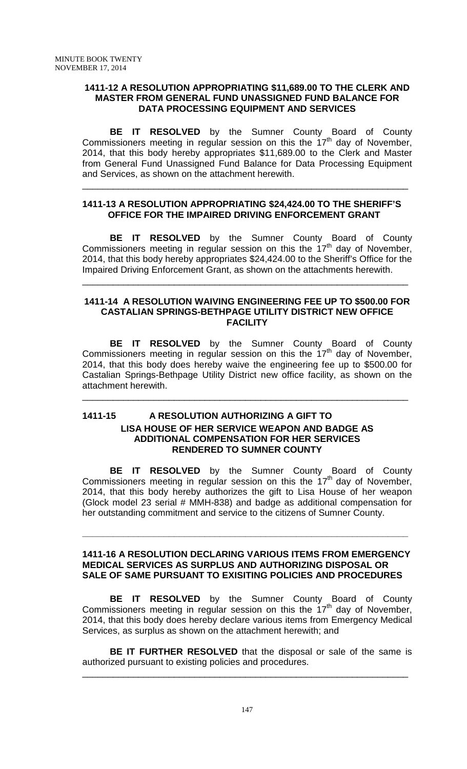**1411-12 A RESOLUTION APPROPRIATING \$11,689.00 TO THE CLERK AND MASTER FROM GENERAL FUND UNASSIGNED FUND BALANCE FOR DATA PROCESSING EQUIPMENT AND SERVICES**

**BE IT RESOLVED** by the Sumner County Board of County Commissioners meeting in regular session on this the 17th day of November, 2014, that this body hereby appropriates \$11,689.00 to the Clerk and Master from General Fund Unassigned Fund Balance for Data Processing Equipment and Services, as shown on the attachment herewith.

---

**1411-13 A RESOLUTION APPROPRIATING \$24,424.00 TO THE SHERIFF'S OFFICE FOR THE IMPAIRED DRIVING ENFORCEMENT GRANT**

**BE IT RESOLVED** by the Sumner County Board of County Commissioners meeting in regular session on this the 17th day of November, 2014, that this body hereby appropriates \$24,424.00 to the Sheriff's Office for the Impaired Driving Enforcement Grant, as shown on the attachments herewith.

---

**1411-14 A RESOLUTION WAIVING ENGINEERING FEE UP TO \$500.00 FOR CASTALIAN SPRINGS-BETHPAGE UTILITY DISTRICT NEW OFFICE FACILITY**

**BE IT RESOLVED** by the Sumner County Board of County Commissioners meeting in regular session on this the 17th day of November, 2014, that this body does hereby waive the engineering fee up to \$500.00 for Castalian Springs-Bethpage Utility District new office facility, as shown on the attachment herewith.

---

**1411-15 A RESOLUTION AUTHORIZING A GIFT TO LISA HOUSE OF HER SERVICE WEAPON AND BADGE AS ADDITIONAL COMPENSATION FOR HER SERVICES RENDERED TO SUMNER COUNTY**

**BE IT RESOLVED** by the Sumner County Board of County Commissioners meeting in regular session on this the 17th day of November, 2014, that this body hereby authorizes the gift to Lisa House of her weapon (Glock model 23 serial # MMH-838) and badge as additional compensation for her outstanding commitment and service to the citizens of Sumner County.

---

**1411-16 A RESOLUTION DECLARING VARIOUS ITEMS FROM EMERGENCY MEDICAL SERVICES AS SURPLUS AND AUTHORIZING DISPOSAL OR SALE OF SAME PURSUANT TO EXISITING POLICIES AND PROCEDURES**

**BE IT RESOLVED** by the Sumner County Board of County Commissioners meeting in regular session on this the 17th day of November, 2014, that this body does hereby declare various items from Emergency Medical Services, as surplus as shown on the attachment herewith; and

**BE IT FURTHER RESOLVED** that the disposal or sale of the same is authorized pursuant to existing policies and procedures.

---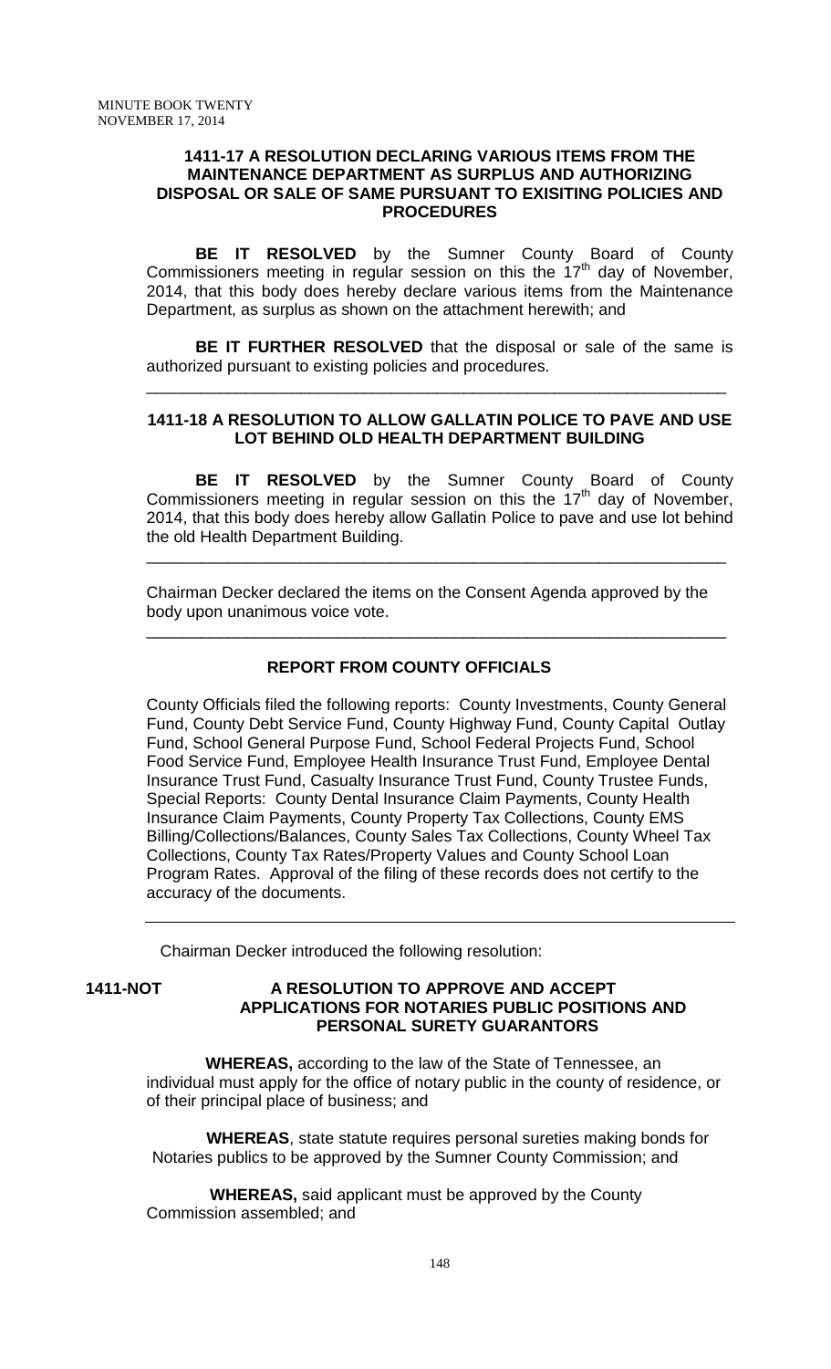### 1411-17 A RESOLUTION DECLARING VARIOUS ITEMS FROM THE MAINTENANCE DEPARTMENT AS SURPLUS AND AUTHORIZING DISPOSAL OR SALE OF SAME PURSUANT TO EXISITING POLICIES AND PROCEDURES

**BE IT RESOLVED** by the Sumner County Board of County Commissioners meeting in regular session on this the 17th day of November, 2014, that this body does hereby declare various items from the Maintenance Department, as surplus as shown on the attachment herewith; and

**BE IT FURTHER RESOLVED** that the disposal or sale of the same is authorized pursuant to existing policies and procedures.

---

### 1411-18 A RESOLUTION TO ALLOW GALLATIN POLICE TO PAVE AND USE LOT BEHIND OLD HEALTH DEPARTMENT BUILDING

**BE IT RESOLVED** by the Sumner County Board of County Commissioners meeting in regular session on this the 17th day of November, 2014, that this body does hereby allow Gallatin Police to pave and use lot behind the old Health Department Building.

---

Chairman Decker declared the items on the Consent Agenda approved by the body upon unanimous voice vote.

---

### REPORT FROM COUNTY OFFICIALS

County Officials filed the following reports: County Investments, County General Fund, County Debt Service Fund, County Highway Fund, County Capital Outlay Fund, School General Purpose Fund, School Federal Projects Fund, School Food Service Fund, Employee Health Insurance Trust Fund, Employee Dental Insurance Trust Fund, Casualty Insurance Trust Fund, County Trustee Funds, Special Reports: County Dental Insurance Claim Payments, County Health Insurance Claim Payments, County Property Tax Collections, County EMS Billing/Collections/Balances, County Sales Tax Collections, County Wheel Tax Collections, County Tax Rates/Property Values and County School Loan Program Rates. Approval of the filing of these records does not certify to the accuracy of the documents.

---

Chairman Decker introduced the following resolution:

### 1411-NOT A RESOLUTION TO APPROVE AND ACCEPT APPLICATIONS FOR NOTARIES PUBLIC POSITIONS AND PERSONAL SURETY GUARANTORS

**WHEREAS,** according to the law of the State of Tennessee, an individual must apply for the office of notary public in the county of residence, or of their principal place of business; and

**WHEREAS**, state statute requires personal sureties making bonds for Notaries publics to be approved by the Sumner County Commission; and

**WHEREAS,** said applicant must be approved by the County Commission assembled; and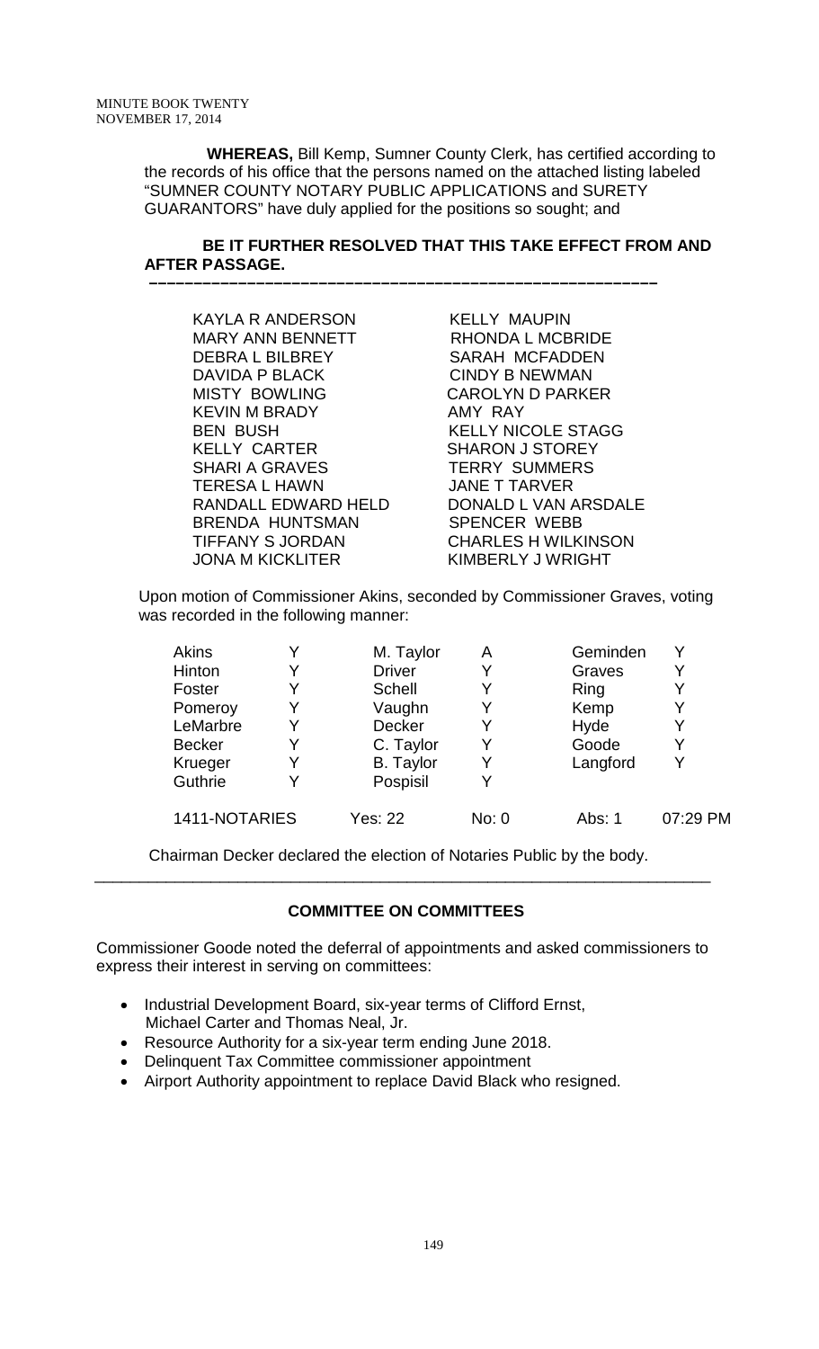**WHEREAS,** Bill Kemp, Sumner County Clerk, has certified according to the records of his office that the persons named on the attached listing labeled "SUMNER COUNTY NOTARY PUBLIC APPLICATIONS and SURETY GUARANTORS" have duly applied for the positions so sought; and

**BE IT FURTHER RESOLVED THAT THIS TAKE EFFECT FROM AND AFTER PASSAGE.**

**––––––––––––––––––––––––––––––––––––––––––––––––––––––––––**

| | |
|---|---|
| KAYLA R ANDERSON | KELLY MAUPIN |
| MARY ANN BENNETT | RHONDA L MCBRIDE |
| DEBRA L BILBREY | SARAH MCFADDEN |
| DAVIDA P BLACK | CINDY B NEWMAN |
| MISTY BOWLING | CAROLYN D PARKER |
| KEVIN M BRADY | AMY RAY |
| BEN BUSH | KELLY NICOLE STAGG |
| KELLY CARTER | SHARON J STOREY |
| SHARI A GRAVES | TERRY SUMMERS |
| TERESA L HAWN | JANE T TARVER |
| RANDALL EDWARD HELD | DONALD L VAN ARSDALE |
| BRENDA HUNTSMAN | SPENCER WEBB |
| TIFFANY S JORDAN | CHARLES H WILKINSON |
| JONA M KICKLITER | KIMBERLY J WRIGHT |

Upon motion of Commissioner Akins, seconded by Commissioner Graves, voting was recorded in the following manner:

| | | | | | |
|---|---|---|---|---|---|
| Akins | Y | M. Taylor | A | Geminden | Y |
| Hinton | Y | Driver | Y | Graves | Y |
| Foster | Y | Schell | Y | Ring | Y |
| Pomeroy | Y | Vaughn | Y | Kemp | Y |
| LeMarbre | Y | Decker | Y | Hyde | Y |
| Becker | Y | C. Taylor | Y | Goode | Y |
| Krueger | Y | B. Taylor | Y | Langford | Y |
| Guthrie | Y | Pospisil | Y | | |
| 1411-NOTARIES | | Yes: 22 | No: 0 | Abs: 1 | 07:29 PM |

Chairman Decker declared the election of Notaries Public by the body.

---

## COMMITTEE ON COMMITTEES

Commissioner Goode noted the deferral of appointments and asked commissioners to express their interest in serving on committees:

- Industrial Development Board, six-year terms of Clifford Ernst, Michael Carter and Thomas Neal, Jr.
- Resource Authority for a six-year term ending June 2018.
- Delinquent Tax Committee commissioner appointment
- Airport Authority appointment to replace David Black who resigned.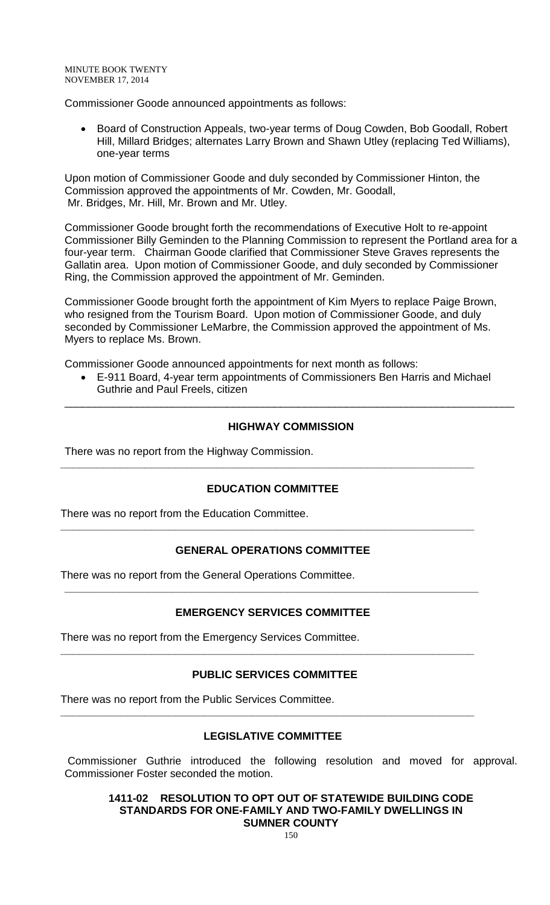Commissioner Goode announced appointments as follows:

- Board of Construction Appeals, two-year terms of Doug Cowden, Bob Goodall, Robert Hill, Millard Bridges; alternates Larry Brown and Shawn Utley (replacing Ted Williams), one-year terms

Upon motion of Commissioner Goode and duly seconded by Commissioner Hinton, the Commission approved the appointments of Mr. Cowden, Mr. Goodall, Mr. Bridges, Mr. Hill, Mr. Brown and Mr. Utley.

Commissioner Goode brought forth the recommendations of Executive Holt to re-appoint Commissioner Billy Geminden to the Planning Commission to represent the Portland area for a four-year term. Chairman Goode clarified that Commissioner Steve Graves represents the Gallatin area. Upon motion of Commissioner Goode, and duly seconded by Commissioner Ring, the Commission approved the appointment of Mr. Geminden.

Commissioner Goode brought forth the appointment of Kim Myers to replace Paige Brown, who resigned from the Tourism Board. Upon motion of Commissioner Goode, and duly seconded by Commissioner LeMarbre, the Commission approved the appointment of Ms. Myers to replace Ms. Brown.

Commissioner Goode announced appointments for next month as follows:

- E-911 Board, 4-year term appointments of Commissioners Ben Harris and Michael Guthrie and Paul Freels, citizen

---

## HIGHWAY COMMISSION

There was no report from the Highway Commission.

---

## EDUCATION COMMITTEE

There was no report from the Education Committee.

---

## GENERAL OPERATIONS COMMITTEE

There was no report from the General Operations Committee.

---

## EMERGENCY SERVICES COMMITTEE

There was no report from the Emergency Services Committee.

---

## PUBLIC SERVICES COMMITTEE

There was no report from the Public Services Committee.

---

## LEGISLATIVE COMMITTEE

Commissioner Guthrie introduced the following resolution and moved for approval. Commissioner Foster seconded the motion.

### 1411-02 RESOLUTION TO OPT OUT OF STATEWIDE BUILDING CODE STANDARDS FOR ONE-FAMILY AND TWO-FAMILY DWELLINGS IN SUMNER COUNTY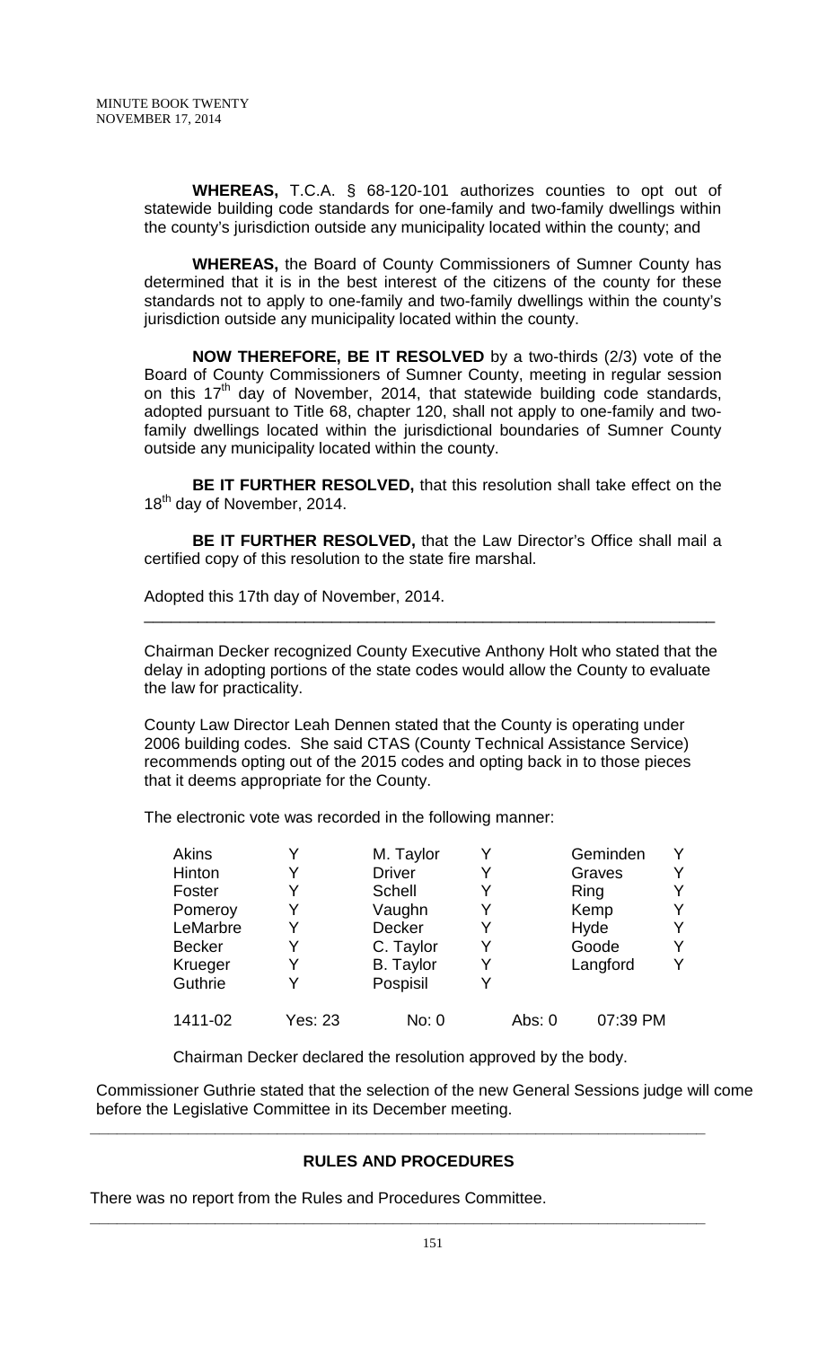**WHEREAS,** T.C.A. § 68-120-101 authorizes counties to opt out of statewide building code standards for one-family and two-family dwellings within the county's jurisdiction outside any municipality located within the county; and

**WHEREAS,** the Board of County Commissioners of Sumner County has determined that it is in the best interest of the citizens of the county for these standards not to apply to one-family and two-family dwellings within the county's jurisdiction outside any municipality located within the county.

**NOW THEREFORE, BE IT RESOLVED** by a two-thirds (2/3) vote of the Board of County Commissioners of Sumner County, meeting in regular session on this 17th day of November, 2014, that statewide building code standards, adopted pursuant to Title 68, chapter 120, shall not apply to one-family and two-family dwellings located within the jurisdictional boundaries of Sumner County outside any municipality located within the county.

**BE IT FURTHER RESOLVED,** that this resolution shall take effect on the 18th day of November, 2014.

**BE IT FURTHER RESOLVED,** that the Law Director's Office shall mail a certified copy of this resolution to the state fire marshal.

Adopted this 17th day of November, 2014.

---

Chairman Decker recognized County Executive Anthony Holt who stated that the delay in adopting portions of the state codes would allow the County to evaluate the law for practicality.

County Law Director Leah Dennen stated that the County is operating under 2006 building codes. She said CTAS (County Technical Assistance Service) recommends opting out of the 2015 codes and opting back in to those pieces that it deems appropriate for the County.

The electronic vote was recorded in the following manner:

| | | | | | |
|---|---|---|---|---|---|
| Akins | Y | M. Taylor | Y | Geminden | Y |
| Hinton | Y | Driver | Y | Graves | Y |
| Foster | Y | Schell | Y | Ring | Y |
| Pomeroy | Y | Vaughn | Y | Kemp | Y |
| LeMarbre | Y | Decker | Y | Hyde | Y |
| Becker | Y | C. Taylor | Y | Goode | Y |
| Krueger | Y | B. Taylor | Y | Langford | Y |
| Guthrie | Y | Pospisil | Y | | |
| 1411-02 | Yes: 23 | No: 0 | | Abs: 0 | 07:39 PM |

Chairman Decker declared the resolution approved by the body.

Commissioner Guthrie stated that the selection of the new General Sessions judge will come before the Legislative Committee in its December meeting.

---

## RULES AND PROCEDURES

There was no report from the Rules and Procedures Committee.

---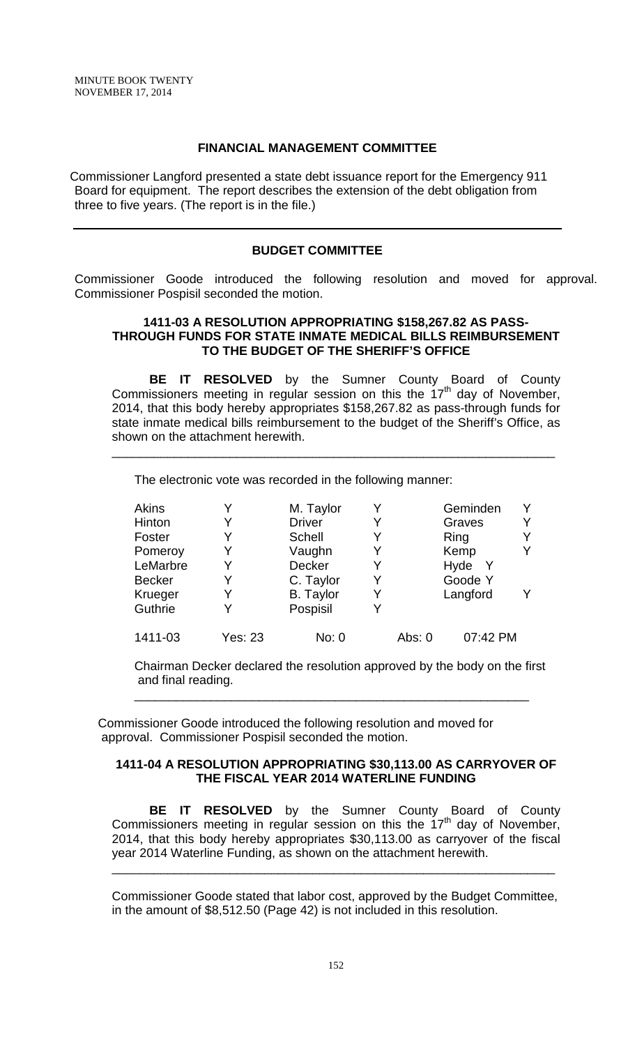## FINANCIAL MANAGEMENT COMMITTEE

Commissioner Langford presented a state debt issuance report for the Emergency 911 Board for equipment. The report describes the extension of the debt obligation from three to five years. (The report is in the file.)

---

## BUDGET COMMITTEE

Commissioner Goode introduced the following resolution and moved for approval. Commissioner Pospisil seconded the motion.

### 1411-03 A RESOLUTION APPROPRIATING $158,267.82 AS PASS-THROUGH FUNDS FOR STATE INMATE MEDICAL BILLS REIMBURSEMENT TO THE BUDGET OF THE SHERIFF'S OFFICE

**BE IT RESOLVED** by the Sumner County Board of County Commissioners meeting in regular session on this the 17th day of November, 2014, that this body hereby appropriates $158,267.82 as pass-through funds for state inmate medical bills reimbursement to the budget of the Sheriff's Office, as shown on the attachment herewith.

---

The electronic vote was recorded in the following manner:

| | | | | | |
|---|---|---|---|---|---|
| Akins | Y | M. Taylor | Y | Geminden | Y |
| Hinton | Y | Driver | Y | Graves | Y |
| Foster | Y | Schell | Y | Ring | Y |
| Pomeroy | Y | Vaughn | Y | Kemp | Y |
| LeMarbre | Y | Decker | Y | Hyde | Y |
| Becker | Y | C. Taylor | Y | Goode | Y |
| Krueger | Y | B. Taylor | Y | Langford | Y |
| Guthrie | Y | Pospisil | Y | | |
| 1411-03 | Yes: 23 | No: 0 | Abs: 0 | 07:42 PM | |

Chairman Decker declared the resolution approved by the body on the first and final reading.

---

Commissioner Goode introduced the following resolution and moved for approval. Commissioner Pospisil seconded the motion.

### 1411-04 A RESOLUTION APPROPRIATING $30,113.00 AS CARRYOVER OF THE FISCAL YEAR 2014 WATERLINE FUNDING

**BE IT RESOLVED** by the Sumner County Board of County Commissioners meeting in regular session on this the 17th day of November, 2014, that this body hereby appropriates $30,113.00 as carryover of the fiscal year 2014 Waterline Funding, as shown on the attachment herewith.

---

Commissioner Goode stated that labor cost, approved by the Budget Committee, in the amount of $8,512.50 (Page 42) is not included in this resolution.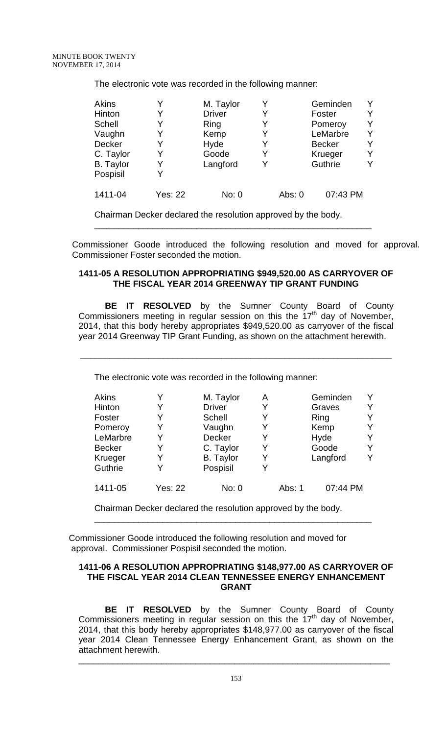The electronic vote was recorded in the following manner:

| | | | | | |
|---|---|---|---|---|---|
| Akins | Y | M. Taylor | Y | Geminden | Y |
| Hinton | Y | Driver | Y | Foster | Y |
| Schell | Y | Ring | Y | Pomeroy | Y |
| Vaughn | Y | Kemp | Y | LeMarbre | Y |
| Decker | Y | Hyde | Y | Becker | Y |
| C. Taylor | Y | Goode | Y | Krueger | Y |
| B. Taylor | Y | Langford | Y | Guthrie | Y |
| Pospisil | Y | | | | |
| 1411-04 | Yes: 22 | No: 0 | | Abs: 0 | 07:43 PM |

Chairman Decker declared the resolution approved by the body.

---

Commissioner Goode introduced the following resolution and moved for approval. Commissioner Foster seconded the motion.

**1411-05 A RESOLUTION APPROPRIATING $949,520.00 AS CARRYOVER OF THE FISCAL YEAR 2014 GREENWAY TIP GRANT FUNDING**

**BE IT RESOLVED** by the Sumner County Board of County Commissioners meeting in regular session on this the 17th day of November, 2014, that this body hereby appropriates $949,520.00 as carryover of the fiscal year 2014 Greenway TIP Grant Funding, as shown on the attachment herewith.

---

The electronic vote was recorded in the following manner:

| | | | | | |
|---|---|---|---|---|---|
| Akins | Y | M. Taylor | A | Geminden | Y |
| Hinton | Y | Driver | Y | Graves | Y |
| Foster | Y | Schell | Y | Ring | Y |
| Pomeroy | Y | Vaughn | Y | Kemp | Y |
| LeMarbre | Y | Decker | Y | Hyde | Y |
| Becker | Y | C. Taylor | Y | Goode | Y |
| Krueger | Y | B. Taylor | Y | Langford | Y |
| Guthrie | Y | Pospisil | Y | | |
| 1411-05 | Yes: 22 | No: 0 | | Abs: 1 | 07:44 PM |

Chairman Decker declared the resolution approved by the body.

---

Commissioner Goode introduced the following resolution and moved for approval. Commissioner Pospisil seconded the motion.

**1411-06 A RESOLUTION APPROPRIATING $148,977.00 AS CARRYOVER OF THE FISCAL YEAR 2014 CLEAN TENNESSEE ENERGY ENHANCEMENT GRANT**

**BE IT RESOLVED** by the Sumner County Board of County Commissioners meeting in regular session on this the 17th day of November, 2014, that this body hereby appropriates $148,977.00 as carryover of the fiscal year 2014 Clean Tennessee Energy Enhancement Grant, as shown on the attachment herewith.

---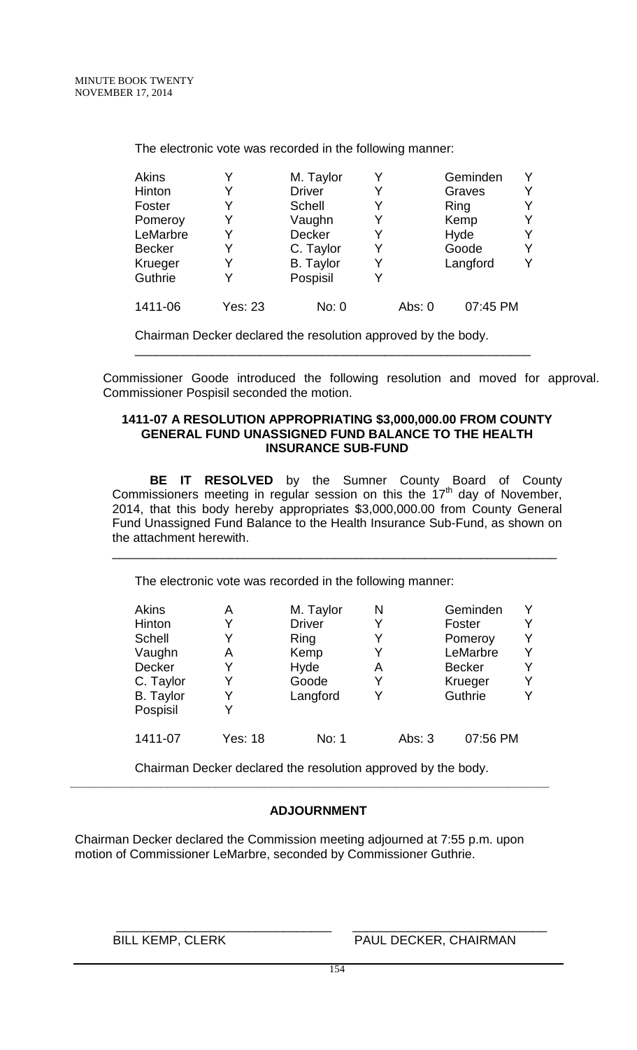The electronic vote was recorded in the following manner:

| | | | | | |
|---|---|---|---|---|---|
| Akins | Y | M. Taylor | Y | Geminden | Y |
| Hinton | Y | Driver | Y | Graves | Y |
| Foster | Y | Schell | Y | Ring | Y |
| Pomeroy | Y | Vaughn | Y | Kemp | Y |
| LeMarbre | Y | Decker | Y | Hyde | Y |
| Becker | Y | C. Taylor | Y | Goode | Y |
| Krueger | Y | B. Taylor | Y | Langford | Y |
| Guthrie | Y | Pospisil | Y | | |
| 1411-06 | Yes: 23 | No: 0 | | Abs: 0 | 07:45 PM |

Chairman Decker declared the resolution approved by the body.

---

Commissioner Goode introduced the following resolution and moved for approval. Commissioner Pospisil seconded the motion.

**1411-07 A RESOLUTION APPROPRIATING $3,000,000.00 FROM COUNTY GENERAL FUND UNASSIGNED FUND BALANCE TO THE HEALTH INSURANCE SUB-FUND**

**BE IT RESOLVED** by the Sumner County Board of County Commissioners meeting in regular session on this the 17th day of November, 2014, that this body hereby appropriates $3,000,000.00 from County General Fund Unassigned Fund Balance to the Health Insurance Sub-Fund, as shown on the attachment herewith.

---

The electronic vote was recorded in the following manner:

| | | | | | |
|---|---|---|---|---|---|
| Akins | A | M. Taylor | N | Geminden | Y |
| Hinton | Y | Driver | Y | Foster | Y |
| Schell | Y | Ring | Y | Pomeroy | Y |
| Vaughn | A | Kemp | Y | LeMarbre | Y |
| Decker | Y | Hyde | A | Becker | Y |
| C. Taylor | Y | Goode | Y | Krueger | Y |
| B. Taylor | Y | Langford | Y | Guthrie | Y |
| Pospisil | Y | | | | |
| 1411-07 | Yes: 18 | No: 1 | | Abs: 3 | 07:56 PM |

Chairman Decker declared the resolution approved by the body.

---

## ADJOURNMENT

Chairman Decker declared the Commission meeting adjourned at 7:55 p.m. upon motion of Commissioner LeMarbre, seconded by Commissioner Guthrie.

_______________________________ _______________________________

BILL KEMP, CLERK PAUL DECKER, CHAIRMAN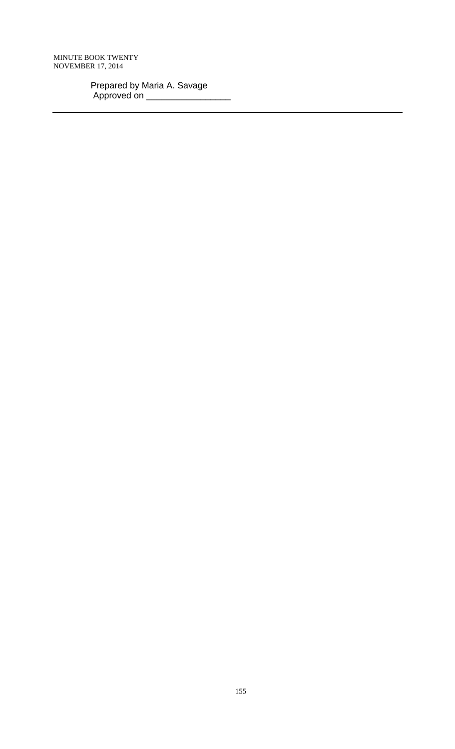Prepared by Maria A. Savage
Approved on _________________

---